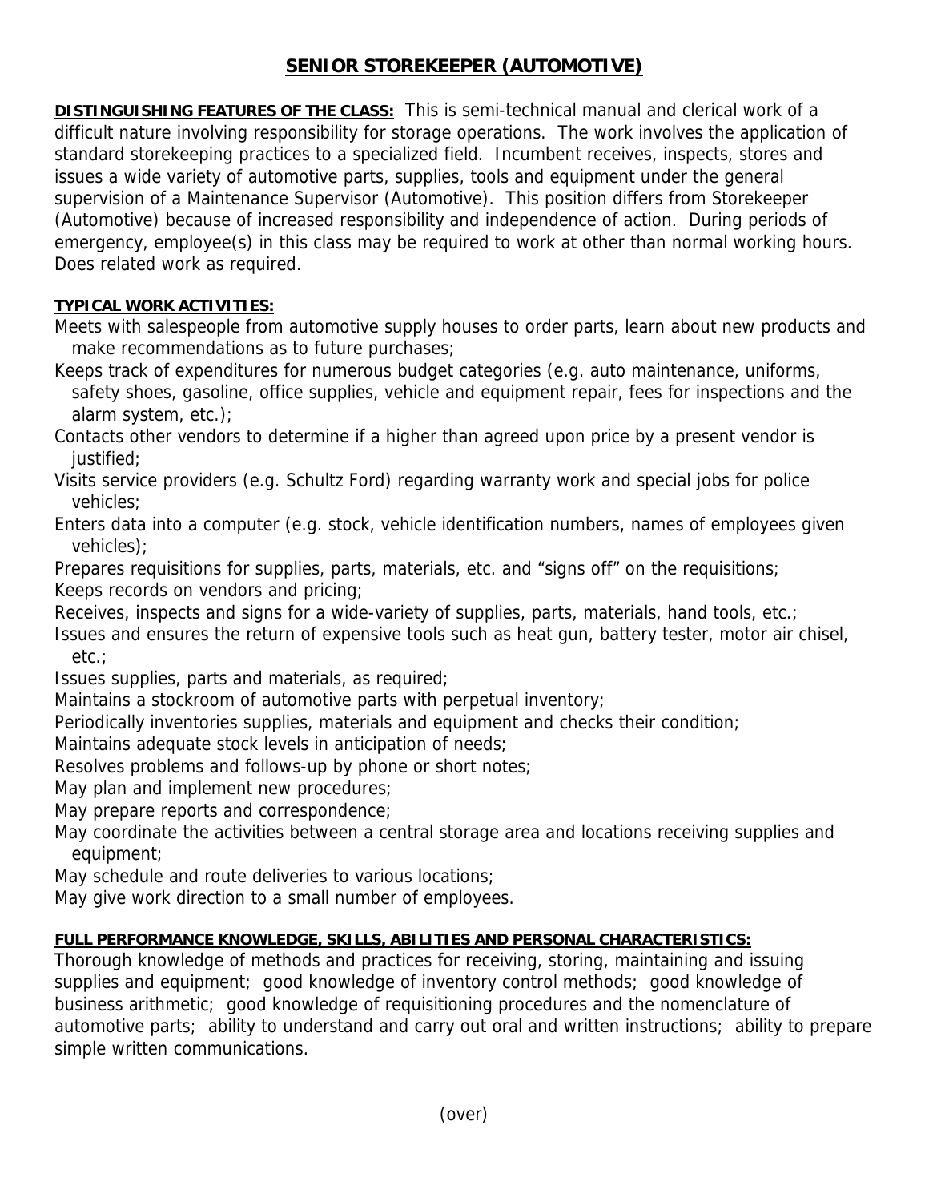# SENIOR STOREKEEPER (AUTOMOTIVE)

**DISTINGUISHING FEATURES OF THE CLASS:** This is semi-technical manual and clerical work of a difficult nature involving responsibility for storage operations. The work involves the application of standard storekeeping practices to a specialized field. Incumbent receives, inspects, stores and issues a wide variety of automotive parts, supplies, tools and equipment under the general supervision of a Maintenance Supervisor (Automotive). This position differs from Storekeeper (Automotive) because of increased responsibility and independence of action. During periods of emergency, employee(s) in this class may be required to work at other than normal working hours. Does related work as required.

**TYPICAL WORK ACTIVITIES:**

Meets with salespeople from automotive supply houses to order parts, learn about new products and make recommendations as to future purchases;

Keeps track of expenditures for numerous budget categories (e.g. auto maintenance, uniforms, safety shoes, gasoline, office supplies, vehicle and equipment repair, fees for inspections and the alarm system, etc.);

Contacts other vendors to determine if a higher than agreed upon price by a present vendor is justified;

Visits service providers (e.g. Schultz Ford) regarding warranty work and special jobs for police vehicles;

Enters data into a computer (e.g. stock, vehicle identification numbers, names of employees given vehicles);

Prepares requisitions for supplies, parts, materials, etc. and "signs off" on the requisitions;

Keeps records on vendors and pricing;

Receives, inspects and signs for a wide-variety of supplies, parts, materials, hand tools, etc.;

Issues and ensures the return of expensive tools such as heat gun, battery tester, motor air chisel, etc.;

Issues supplies, parts and materials, as required;

Maintains a stockroom of automotive parts with perpetual inventory;

Periodically inventories supplies, materials and equipment and checks their condition;

Maintains adequate stock levels in anticipation of needs;

Resolves problems and follows-up by phone or short notes;

May plan and implement new procedures;

May prepare reports and correspondence;

May coordinate the activities between a central storage area and locations receiving supplies and equipment;

May schedule and route deliveries to various locations;

May give work direction to a small number of employees.

**FULL PERFORMANCE KNOWLEDGE, SKILLS, ABILITIES AND PERSONAL CHARACTERISTICS:**
Thorough knowledge of methods and practices for receiving, storing, maintaining and issuing supplies and equipment; good knowledge of inventory control methods; good knowledge of business arithmetic; good knowledge of requisitioning procedures and the nomenclature of automotive parts; ability to understand and carry out oral and written instructions; ability to prepare simple written communications.

(over)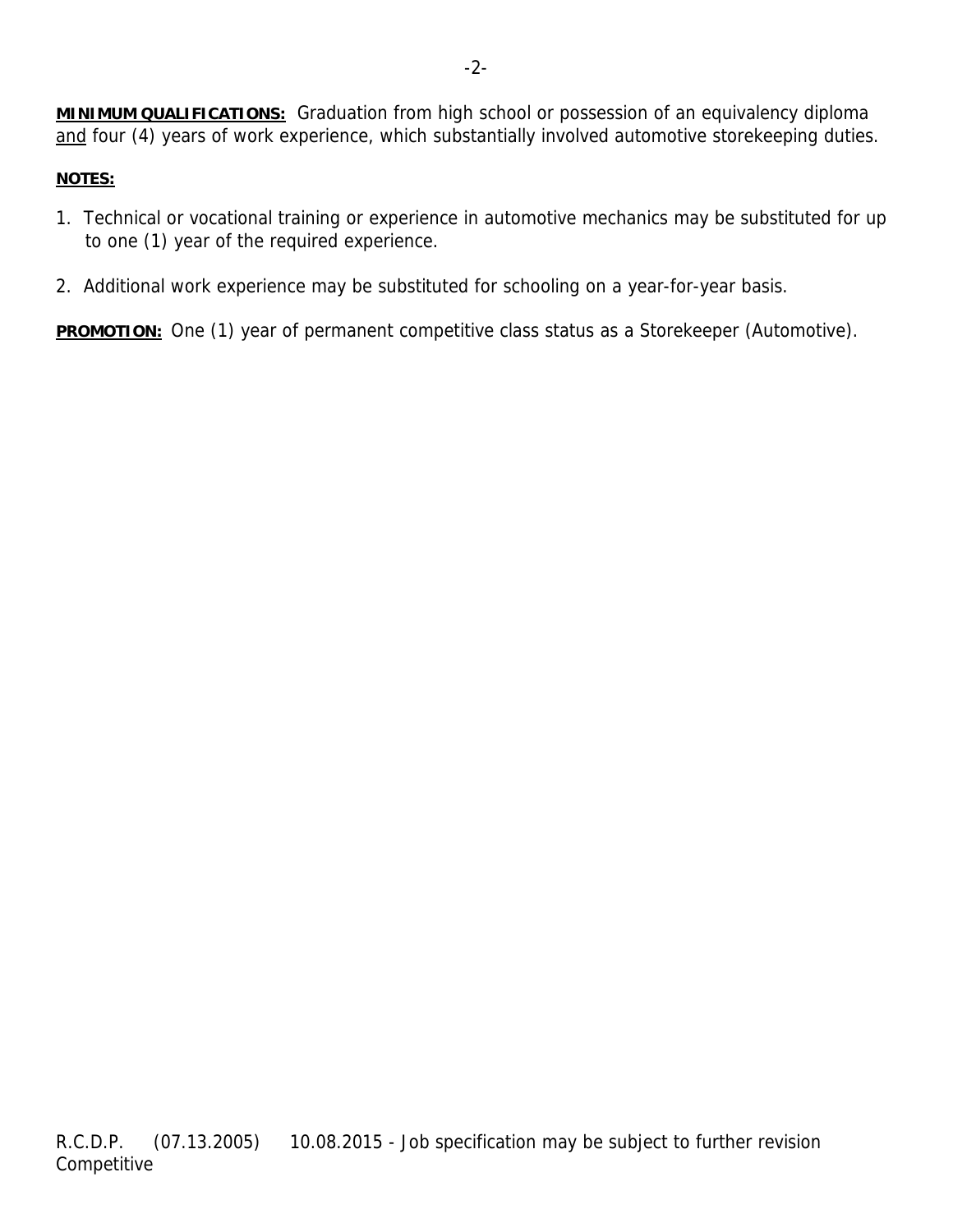**MINIMUM QUALIFICATIONS:** Graduation from high school or possession of an equivalency diploma and four (4) years of work experience, which substantially involved automotive storekeeping duties.

**NOTES:**

1. Technical or vocational training or experience in automotive mechanics may be substituted for up to one (1) year of the required experience.

2. Additional work experience may be substituted for schooling on a year-for-year basis.

**PROMOTION:** One (1) year of permanent competitive class status as a Storekeeper (Automotive).

R.C.D.P. (07.13.2005) 10.08.2015 - Job specification may be subject to further revision
Competitive